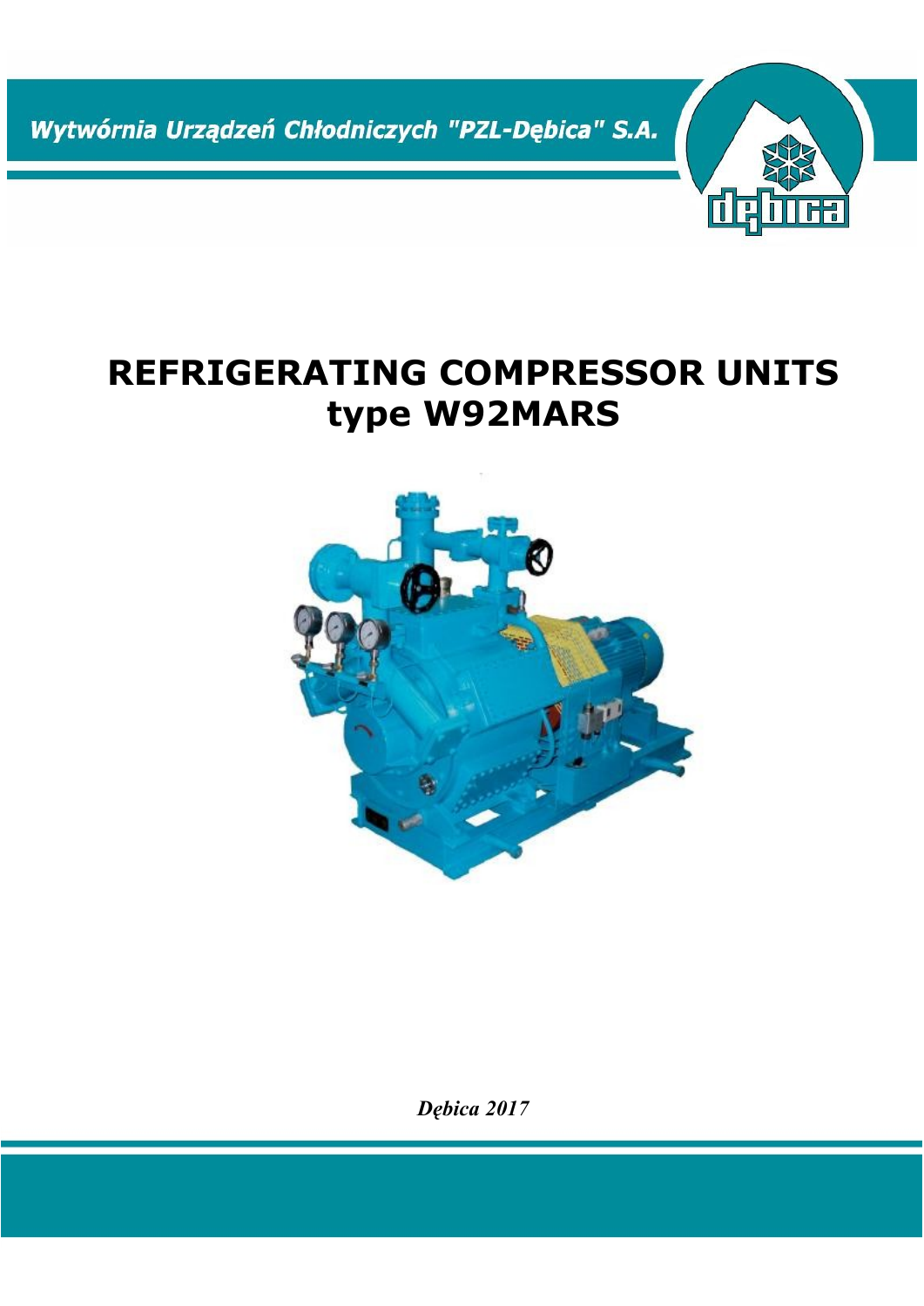Wytwórnia Urządzeń Chłodniczych "PZL-Dębica" S.A.

# REFRIGERATING COMPRESSOR UNITS
# type W92MARS

*Dębica 2017*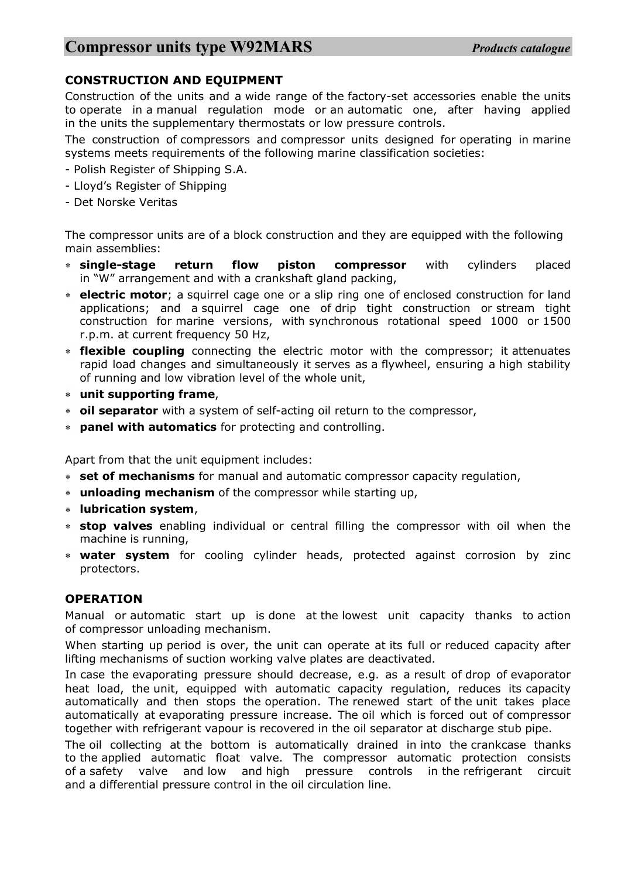## CONSTRUCTION AND EQUIPMENT

Construction of the units and a wide range of the factory-set accessories enable the units to operate in a manual regulation mode or an automatic one, after having applied in the units the supplementary thermostats or low pressure controls.

The construction of compressors and compressor units designed for operating in marine systems meets requirements of the following marine classification societies:

- Polish Register of Shipping S.A.
- Lloyd's Register of Shipping
- Det Norske Veritas

The compressor units are of a block construction and they are equipped with the following main assemblies:

- **single-stage return flow piston compressor** with cylinders placed in "W" arrangement and with a crankshaft gland packing,
- **electric motor**; a squirrel cage one or a slip ring one of enclosed construction for land applications; and a squirrel cage one of drip tight construction or stream tight construction for marine versions, with synchronous rotational speed 1000 or 1500 r.p.m. at current frequency 50 Hz,
- **flexible coupling** connecting the electric motor with the compressor; it attenuates rapid load changes and simultaneously it serves as a flywheel, ensuring a high stability of running and low vibration level of the whole unit,
- **unit supporting frame**,
- **oil separator** with a system of self-acting oil return to the compressor,
- **panel with automatics** for protecting and controlling.

Apart from that the unit equipment includes:

- **set of mechanisms** for manual and automatic compressor capacity regulation,
- **unloading mechanism** of the compressor while starting up,
- **lubrication system**,
- **stop valves** enabling individual or central filling the compressor with oil when the machine is running,
- **water system** for cooling cylinder heads, protected against corrosion by zinc protectors.

## OPERATION

Manual or automatic start up is done at the lowest unit capacity thanks to action of compressor unloading mechanism.

When starting up period is over, the unit can operate at its full or reduced capacity after lifting mechanisms of suction working valve plates are deactivated.

In case the evaporating pressure should decrease, e.g. as a result of drop of evaporator heat load, the unit, equipped with automatic capacity regulation, reduces its capacity automatically and then stops the operation. The renewed start of the unit takes place automatically at evaporating pressure increase. The oil which is forced out of compressor together with refrigerant vapour is recovered in the oil separator at discharge stub pipe.

The oil collecting at the bottom is automatically drained in into the crankcase thanks to the applied automatic float valve. The compressor automatic protection consists of a safety valve and low and high pressure controls in the refrigerant circuit and a differential pressure control in the oil circulation line.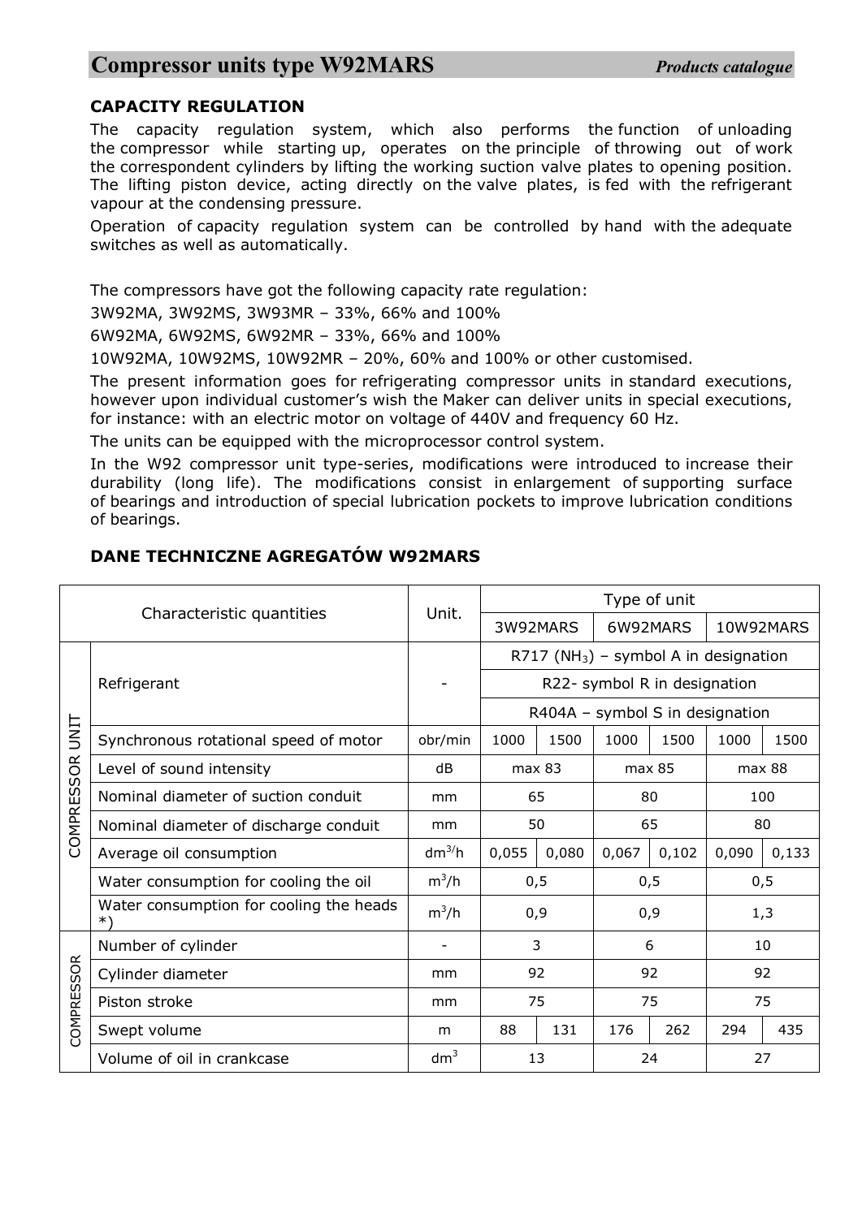## CAPACITY REGULATION

The capacity regulation system, which also performs the function of unloading the compressor while starting up, operates on the principle of throwing out of work the correspondent cylinders by lifting the working suction valve plates to opening position. The lifting piston device, acting directly on the valve plates, is fed with the refrigerant vapour at the condensing pressure.

Operation of capacity regulation system can be controlled by hand with the adequate switches as well as automatically.

The compressors have got the following capacity rate regulation:

3W92MA, 3W92MS, 3W93MR – 33%, 66% and 100%

6W92MA, 6W92MS, 6W92MR – 33%, 66% and 100%

10W92MA, 10W92MS, 10W92MR – 20%, 60% and 100% or other customised.

The present information goes for refrigerating compressor units in standard executions, however upon individual customer's wish the Maker can deliver units in special executions, for instance: with an electric motor on voltage of 440V and frequency 60 Hz.

The units can be equipped with the microprocessor control system.

In the W92 compressor unit type-series, modifications were introduced to increase their durability (long life). The modifications consist in enlargement of supporting surface of bearings and introduction of special lubrication pockets to improve lubrication conditions of bearings.

## DANE TECHNICZNE AGREGATÓW W92MARS

| Characteristic quantities | | Unit. | Type of unit | | | | | |
|---|---|---|---|---|---|---|---|---|
| | | | 3W92MARS | | 6W92MARS | | 10W92MARS | |
| COMPRESSOR UNIT | Refrigerant | - | R717 ($NH_3$) – symbol A in designation<br>R22- symbol R in designation<br>R404A – symbol S in designation | | | | | |
| | Synchronous rotational speed of motor | obr/min | 1000 | 1500 | 1000 | 1500 | 1000 | 1500 |
| | Level of sound intensity | dB | max 83 | | max 85 | | max 88 | |
| | Nominal diameter of suction conduit | mm | 65 | | 80 | | 100 | |
| | Nominal diameter of discharge conduit | mm | 50 | | 65 | | 80 | |
| | Average oil consumption | $dm^{3}/h$ | 0,055 | 0,080 | 0,067 | 0,102 | 0,090 | 0,133 |
| | Water consumption for cooling the oil | $m^3/h$ | 0,5 | | 0,5 | | 0,5 | |
| | Water consumption for cooling the heads *) | $m^3/h$ | 0,9 | | 0,9 | | 1,3 | |
| COMPRESSOR | Number of cylinder | - | 3 | | 6 | | 10 | |
| | Cylinder diameter | mm | 92 | | 92 | | 92 | |
| | Piston stroke | mm | 75 | | 75 | | 75 | |
| | Swept volume | m | 88 | 131 | 176 | 262 | 294 | 435 |
| | Volume of oil in crankcase | $dm^3$ | 13 | | 24 | | 27 | |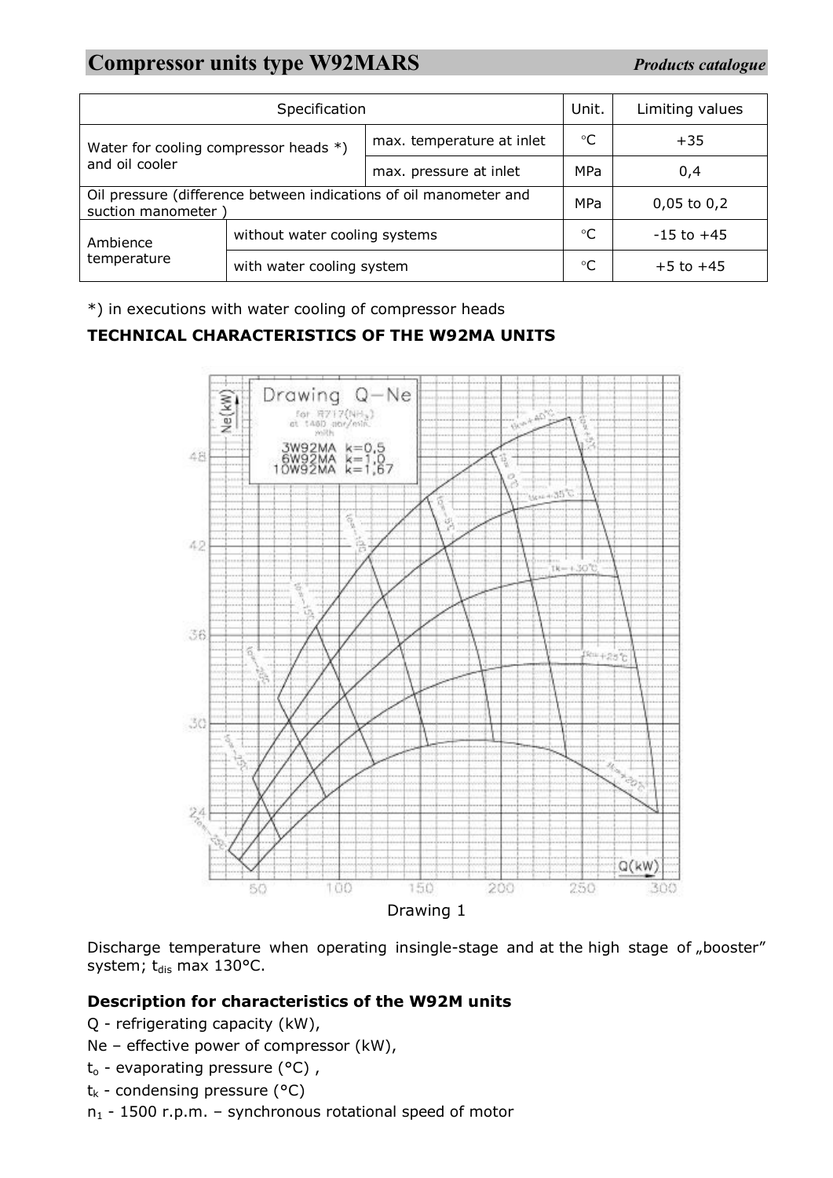| Specification | | | Unit. | Limiting values |
|---|---|---|---|---|
| Water for cooling compressor heads *) and oil cooler | | max. temperature at inlet | °C | +35 |
| | | max. pressure at inlet | MPa | 0,4 |
| Oil pressure (difference between indications of oil manometer and suction manometer ) | | | MPa | 0,05 to 0,2 |
| Ambience temperature | without water cooling systems | | °C | -15 to +45 |
| | with water cooling system | | °C | +5 to +45 |

*) in executions with water cooling of compressor heads

**TECHNICAL CHARACTERISTICS OF THE W92MA UNITS**

Drawing 1

Discharge temperature when operating insingle-stage and at the high stage of „booster" system; $t_{dis}$ max 130°C.

### Description for characteristics of the W92M units

Q - refrigerating capacity (kW),

Ne – effective power of compressor (kW),

$t_o$ - evaporating pressure (°C) ,

$t_k$ - condensing pressure (°C)

$n_1$ - 1500 r.p.m. – synchronous rotational speed of motor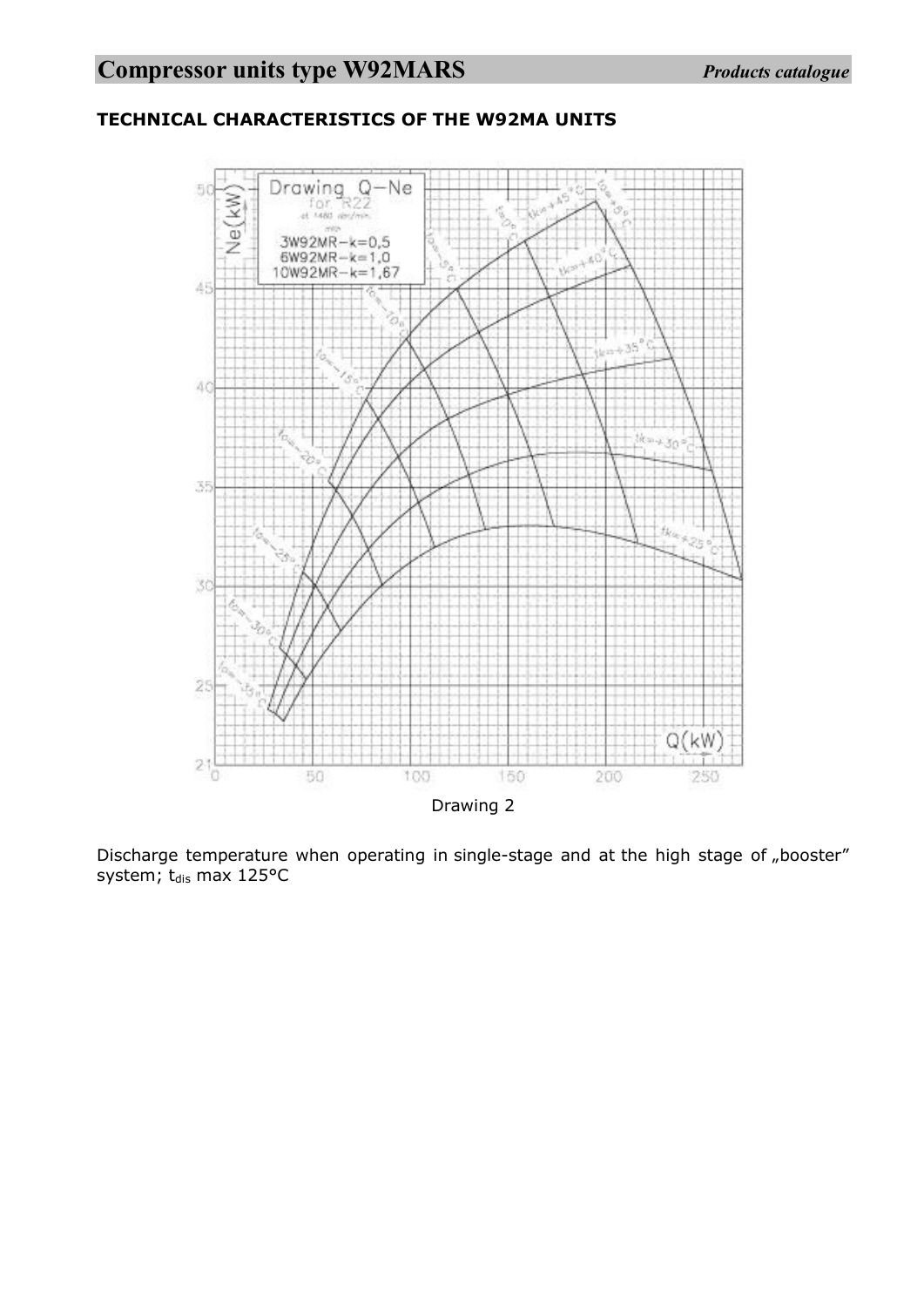## TECHNICAL CHARACTERISTICS OF THE W92MA UNITS

Drawing 2

Discharge temperature when operating in single-stage and at the high stage of „booster" system; $t_{dis}$ max 125°C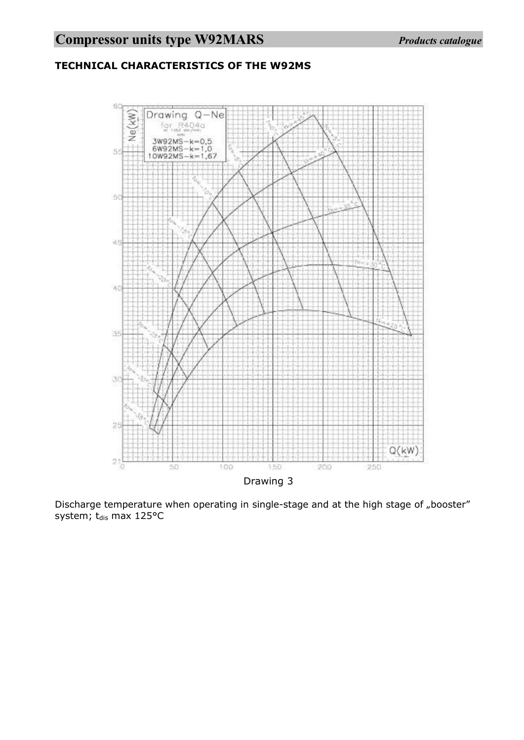## TECHNICAL CHARACTERISTICS OF THE W92MS

Drawing 3

Discharge temperature when operating in single-stage and at the high stage of „booster" system; $t_{dis}$ max 125°C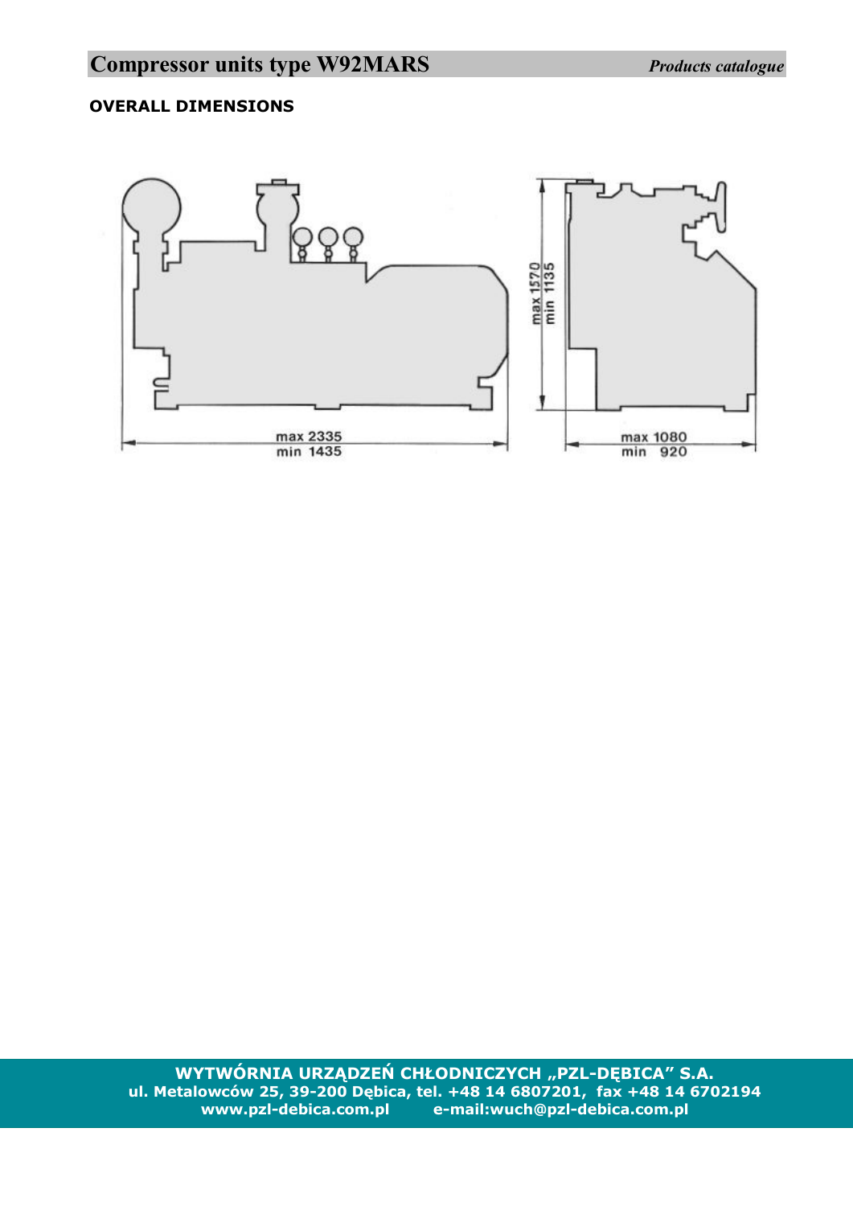## OVERALL DIMENSIONS

max 1570
min 1135

max 2335
min 1435

max 1080
min 920